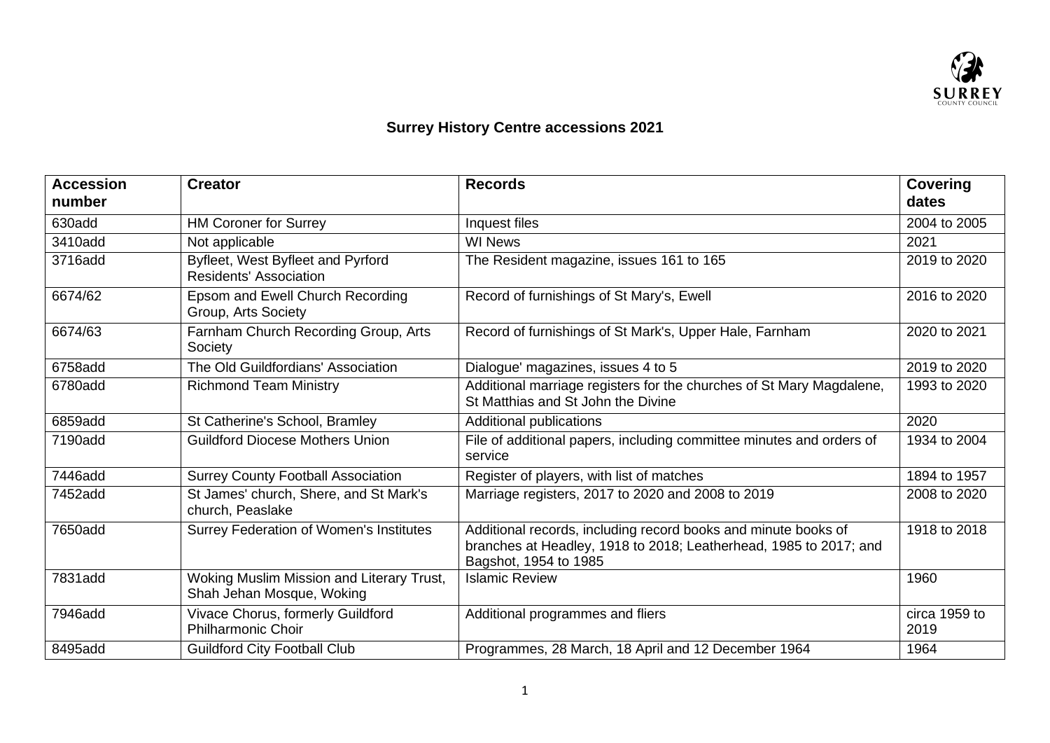# Surrey History Centre accessions 2021

| Accession number | Creator | Records | Covering dates |
|---|---|---|---|
| 630add | HM Coroner for Surrey | Inquest files | 2004 to 2005 |
| 3410add | Not applicable | WI News | 2021 |
| 3716add | Byfleet, West Byfleet and Pyrford Residents' Association | The Resident magazine, issues 161 to 165 | 2019 to 2020 |
| 6674/62 | Epsom and Ewell Church Recording Group, Arts Society | Record of furnishings of St Mary's, Ewell | 2016 to 2020 |
| 6674/63 | Farnham Church Recording Group, Arts Society | Record of furnishings of St Mark's, Upper Hale, Farnham | 2020 to 2021 |
| 6758add | The Old Guildfordians' Association | Dialogue' magazines, issues 4 to 5 | 2019 to 2020 |
| 6780add | Richmond Team Ministry | Additional marriage registers for the churches of St Mary Magdalene, St Matthias and St John the Divine | 1993 to 2020 |
| 6859add | St Catherine's School, Bramley | Additional publications | 2020 |
| 7190add | Guildford Diocese Mothers Union | File of additional papers, including committee minutes and orders of service | 1934 to 2004 |
| 7446add | Surrey County Football Association | Register of players, with list of matches | 1894 to 1957 |
| 7452add | St James' church, Shere, and St Mark's church, Peaslake | Marriage registers, 2017 to 2020 and 2008 to 2019 | 2008 to 2020 |
| 7650add | Surrey Federation of Women's Institutes | Additional records, including record books and minute books of branches at Headley, 1918 to 2018; Leatherhead, 1985 to 2017; and Bagshot, 1954 to 1985 | 1918 to 2018 |
| 7831add | Woking Muslim Mission and Literary Trust, Shah Jehan Mosque, Woking | Islamic Review | 1960 |
| 7946add | Vivace Chorus, formerly Guildford Philharmonic Choir | Additional programmes and fliers | circa 1959 to 2019 |
| 8495add | Guildford City Football Club | Programmes, 28 March, 18 April and 12 December 1964 | 1964 |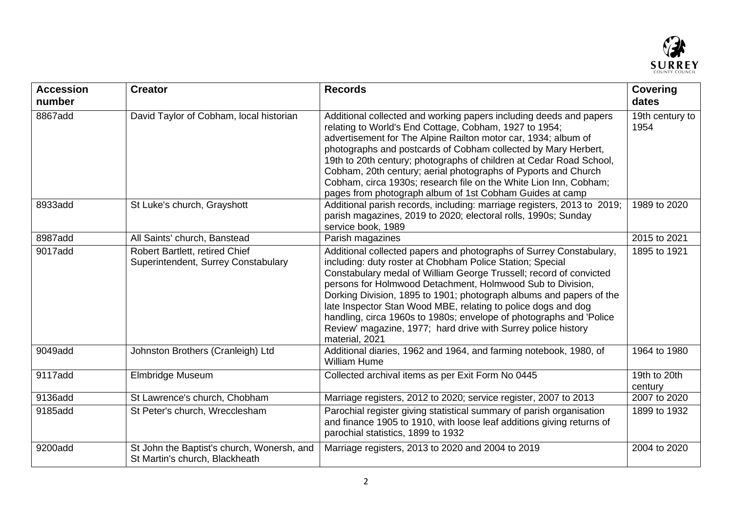| Accession number | Creator | Records | Covering dates |
|---|---|---|---|
| 8867add | David Taylor of Cobham, local historian | Additional collected and working papers including deeds and papers relating to World's End Cottage, Cobham, 1927 to 1954; advertisement for The Alpine Railton motor car, 1934; album of photographs and postcards of Cobham collected by Mary Herbert, 19th to 20th century; photographs of children at Cedar Road School, Cobham, 20th century; aerial photographs of Pyports and Church Cobham, circa 1930s; research file on the White Lion Inn, Cobham; pages from photograph album of 1st Cobham Guides at camp | 19th century to 1954 |
| 8933add | St Luke's church, Grayshott | Additional parish records, including: marriage registers, 2013 to 2019; parish magazines, 2019 to 2020; electoral rolls, 1990s; Sunday service book, 1989 | 1989 to 2020 |
| 8987add | All Saints' church, Banstead | Parish magazines | 2015 to 2021 |
| 9017add | Robert Bartlett, retired Chief Superintendent, Surrey Constabulary | Additional collected papers and photographs of Surrey Constabulary, including: duty roster at Chobham Police Station; Special Constabulary medal of William George Trussell; record of convicted persons for Holmwood Detachment, Holmwood Sub to Division, Dorking Division, 1895 to 1901; photograph albums and papers of the late Inspector Stan Wood MBE, relating to police dogs and dog handling, circa 1960s to 1980s; envelope of photographs and 'Police Review' magazine, 1977; hard drive with Surrey police history material, 2021 | 1895 to 1921 |
| 9049add | Johnston Brothers (Cranleigh) Ltd | Additional diaries, 1962 and 1964, and farming notebook, 1980, of William Hume | 1964 to 1980 |
| 9117add | Elmbridge Museum | Collected archival items as per Exit Form No 0445 | 19th to 20th century |
| 9136add | St Lawrence's church, Chobham | Marriage registers, 2012 to 2020; service register, 2007 to 2013 | 2007 to 2020 |
| 9185add | St Peter's church, Wrecclesham | Parochial register giving statistical summary of parish organisation and finance 1905 to 1910, with loose leaf additions giving returns of parochial statistics, 1899 to 1932 | 1899 to 1932 |
| 9200add | St John the Baptist's church, Wonersh, and St Martin's church, Blackheath | Marriage registers, 2013 to 2020 and 2004 to 2019 | 2004 to 2020 |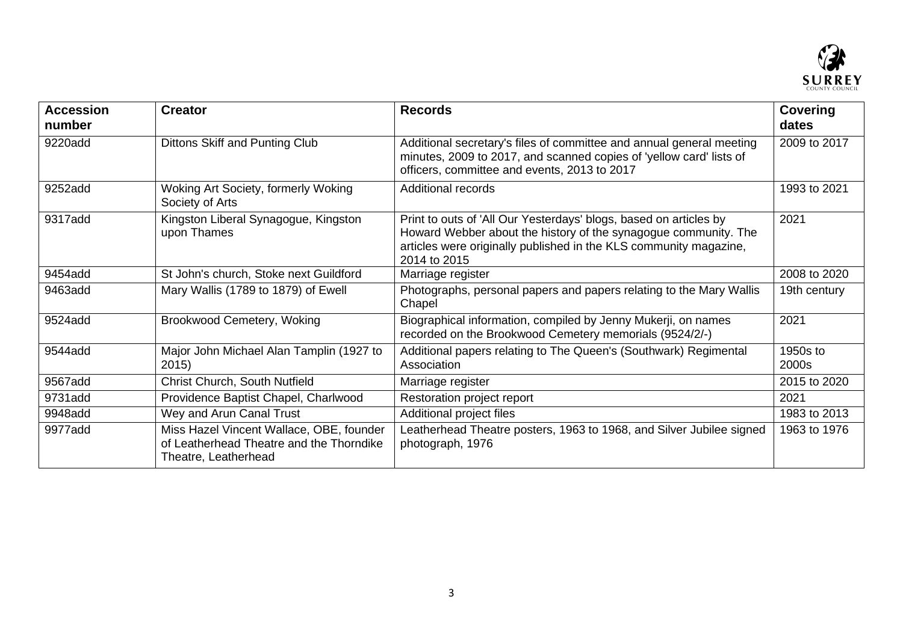| Accession number | Creator | Records | Covering dates |
| --- | --- | --- | --- |
| 9220add | Dittons Skiff and Punting Club | Additional secretary's files of committee and annual general meeting minutes, 2009 to 2017, and scanned copies of 'yellow card' lists of officers, committee and events, 2013 to 2017 | 2009 to 2017 |
| 9252add | Woking Art Society, formerly Woking Society of Arts | Additional records | 1993 to 2021 |
| 9317add | Kingston Liberal Synagogue, Kingston upon Thames | Print to outs of 'All Our Yesterdays' blogs, based on articles by Howard Webber about the history of the synagogue community. The articles were originally published in the KLS community magazine, 2014 to 2015 | 2021 |
| 9454add | St John's church, Stoke next Guildford | Marriage register | 2008 to 2020 |
| 9463add | Mary Wallis (1789 to 1879) of Ewell | Photographs, personal papers and papers relating to the Mary Wallis Chapel | 19th century |
| 9524add | Brookwood Cemetery, Woking | Biographical information, compiled by Jenny Mukerji, on names recorded on the Brookwood Cemetery memorials (9524/2/-) | 2021 |
| 9544add | Major John Michael Alan Tamplin (1927 to 2015) | Additional papers relating to The Queen's (Southwark) Regimental Association | 1950s to 2000s |
| 9567add | Christ Church, South Nutfield | Marriage register | 2015 to 2020 |
| 9731add | Providence Baptist Chapel, Charlwood | Restoration project report | 2021 |
| 9948add | Wey and Arun Canal Trust | Additional project files | 1983 to 2013 |
| 9977add | Miss Hazel Vincent Wallace, OBE, founder of Leatherhead Theatre and the Thorndike Theatre, Leatherhead | Leatherhead Theatre posters, 1963 to 1968, and Silver Jubilee signed photograph, 1976 | 1963 to 1976 |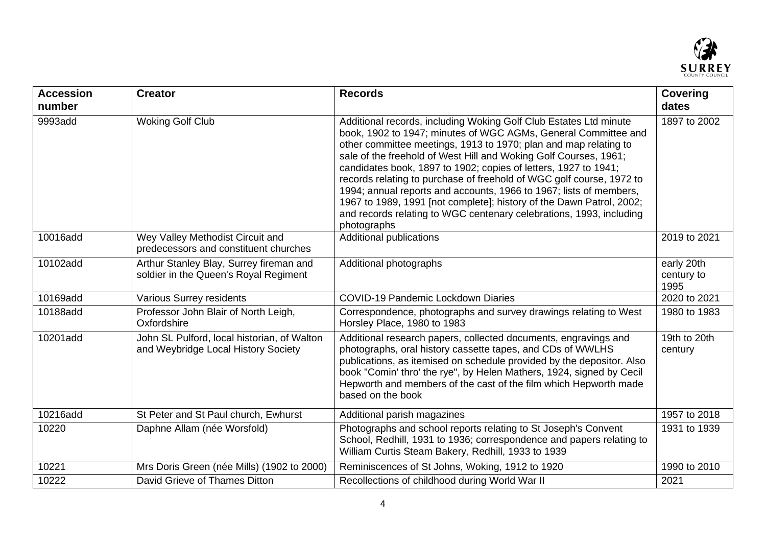| Accession number | Creator | Records | Covering dates |
| --- | --- | --- | --- |
| 9993add | Woking Golf Club | Additional records, including Woking Golf Club Estates Ltd minute book, 1902 to 1947; minutes of WGC AGMs, General Committee and other committee meetings, 1913 to 1970; plan and map relating to sale of the freehold of West Hill and Woking Golf Courses, 1961; candidates book, 1897 to 1902; copies of letters, 1927 to 1941; records relating to purchase of freehold of WGC golf course, 1972 to 1994; annual reports and accounts, 1966 to 1967; lists of members, 1967 to 1989, 1991 [not complete]; history of the Dawn Patrol, 2002; and records relating to WGC centenary celebrations, 1993, including photographs | 1897 to 2002 |
| 10016add | Wey Valley Methodist Circuit and predecessors and constituent churches | Additional publications | 2019 to 2021 |
| 10102add | Arthur Stanley Blay, Surrey fireman and soldier in the Queen's Royal Regiment | Additional photographs | early 20th century to 1995 |
| 10169add | Various Surrey residents | COVID-19 Pandemic Lockdown Diaries | 2020 to 2021 |
| 10188add | Professor John Blair of North Leigh, Oxfordshire | Correspondence, photographs and survey drawings relating to West Horsley Place, 1980 to 1983 | 1980 to 1983 |
| 10201add | John SL Pulford, local historian, of Walton and Weybridge Local History Society | Additional research papers, collected documents, engravings and photographs, oral history cassette tapes, and CDs of WWLHS publications, as itemised on schedule provided by the depositor. Also book "Comin' thro' the rye", by Helen Mathers, 1924, signed by Cecil Hepworth and members of the cast of the film which Hepworth made based on the book | 19th to 20th century |
| 10216add | St Peter and St Paul church, Ewhurst | Additional parish magazines | 1957 to 2018 |
| 10220 | Daphne Allam (née Worsfold) | Photographs and school reports relating to St Joseph's Convent School, Redhill, 1931 to 1936; correspondence and papers relating to William Curtis Steam Bakery, Redhill, 1933 to 1939 | 1931 to 1939 |
| 10221 | Mrs Doris Green (née Mills) (1902 to 2000) | Reminiscences of St Johns, Woking, 1912 to 1920 | 1990 to 2010 |
| 10222 | David Grieve of Thames Ditton | Recollections of childhood during World War II | 2021 |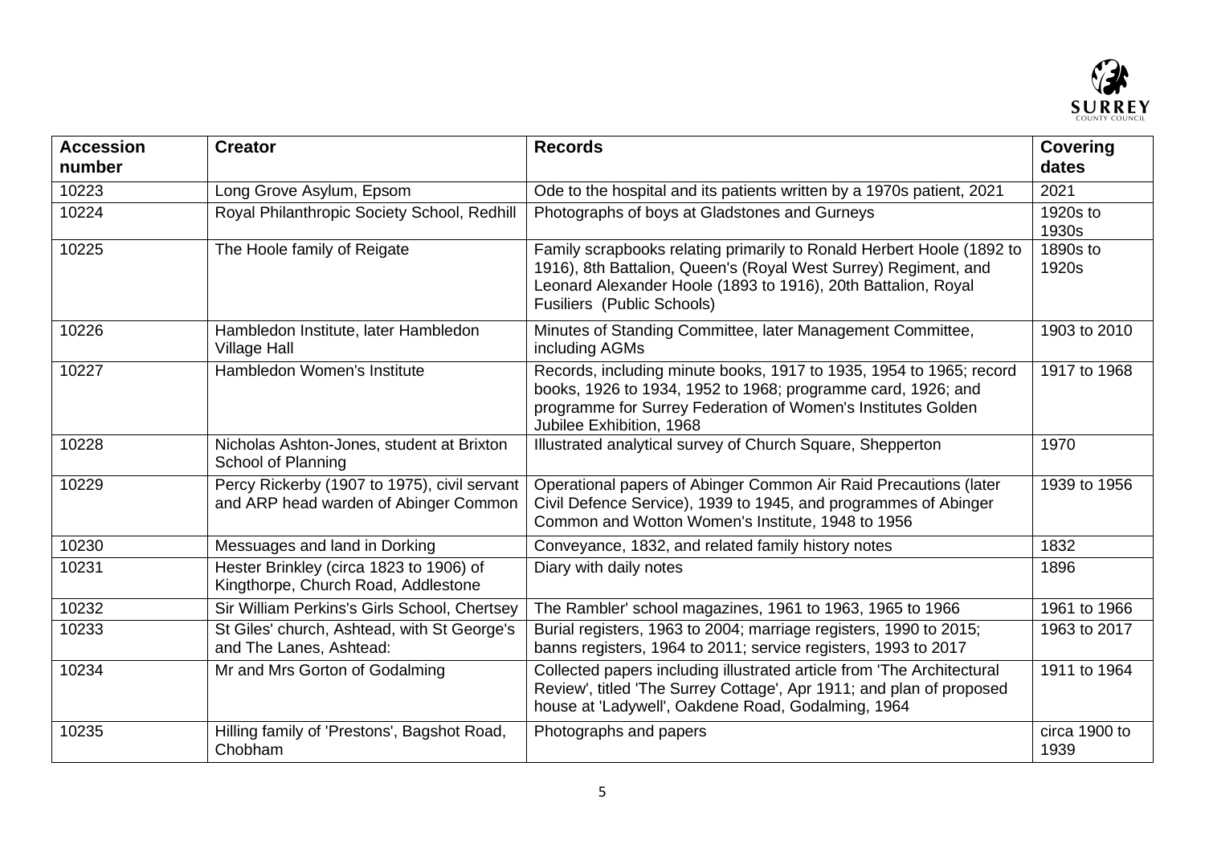| Accession number | Creator | Records | Covering dates |
|---|---|---|---|
| 10223 | Long Grove Asylum, Epsom | Ode to the hospital and its patients written by a 1970s patient, 2021 | 2021 |
| 10224 | Royal Philanthropic Society School, Redhill | Photographs of boys at Gladstones and Gurneys | 1920s to 1930s |
| 10225 | The Hoole family of Reigate | Family scrapbooks relating primarily to Ronald Herbert Hoole (1892 to 1916), 8th Battalion, Queen's (Royal West Surrey) Regiment, and Leonard Alexander Hoole (1893 to 1916), 20th Battalion, Royal Fusiliers (Public Schools) | 1890s to 1920s |
| 10226 | Hambledon Institute, later Hambledon Village Hall | Minutes of Standing Committee, later Management Committee, including AGMs | 1903 to 2010 |
| 10227 | Hambledon Women's Institute | Records, including minute books, 1917 to 1935, 1954 to 1965; record books, 1926 to 1934, 1952 to 1968; programme card, 1926; and programme for Surrey Federation of Women's Institutes Golden Jubilee Exhibition, 1968 | 1917 to 1968 |
| 10228 | Nicholas Ashton-Jones, student at Brixton School of Planning | Illustrated analytical survey of Church Square, Shepperton | 1970 |
| 10229 | Percy Rickerby (1907 to 1975), civil servant and ARP head warden of Abinger Common | Operational papers of Abinger Common Air Raid Precautions (later Civil Defence Service), 1939 to 1945, and programmes of Abinger Common and Wotton Women's Institute, 1948 to 1956 | 1939 to 1956 |
| 10230 | Messuages and land in Dorking | Conveyance, 1832, and related family history notes | 1832 |
| 10231 | Hester Brinkley (circa 1823 to 1906) of Kingthorpe, Church Road, Addlestone | Diary with daily notes | 1896 |
| 10232 | Sir William Perkins's Girls School, Chertsey | The Rambler' school magazines, 1961 to 1963, 1965 to 1966 | 1961 to 1966 |
| 10233 | St Giles' church, Ashtead, with St George's and The Lanes, Ashtead: | Burial registers, 1963 to 2004; marriage registers, 1990 to 2015; banns registers, 1964 to 2011; service registers, 1993 to 2017 | 1963 to 2017 |
| 10234 | Mr and Mrs Gorton of Godalming | Collected papers including illustrated article from 'The Architectural Review', titled 'The Surrey Cottage', Apr 1911; and plan of proposed house at 'Ladywell', Oakdene Road, Godalming, 1964 | 1911 to 1964 |
| 10235 | Hilling family of 'Prestons', Bagshot Road, Chobham | Photographs and papers | circa 1900 to 1939 |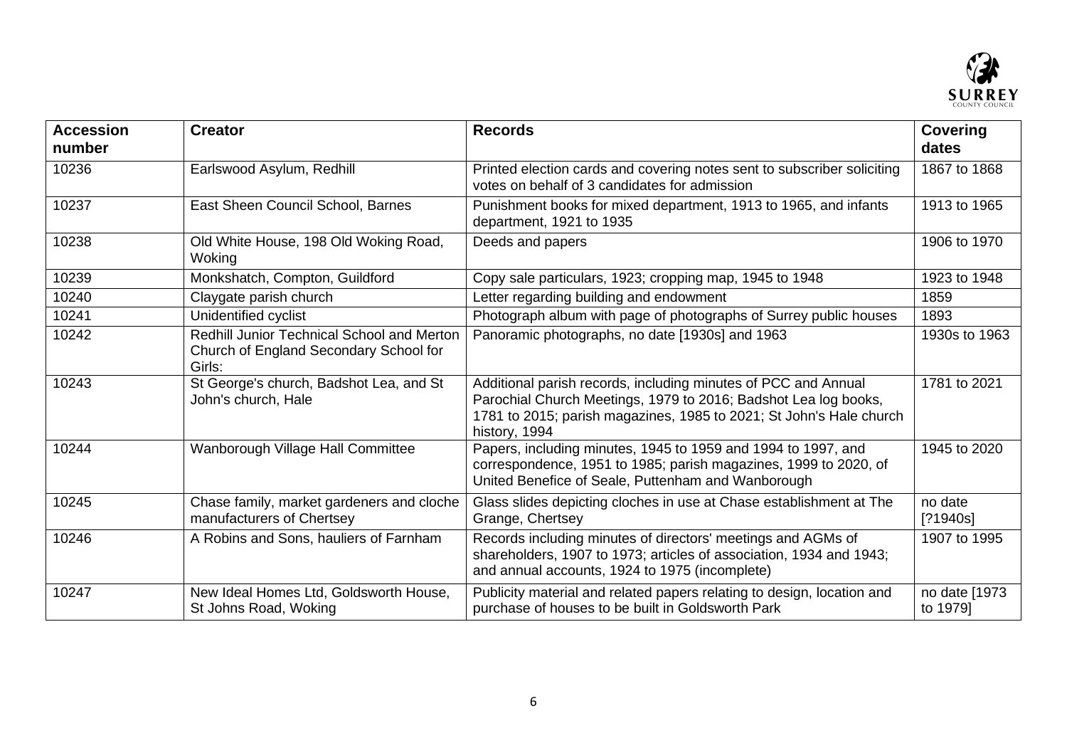| Accession number | Creator | Records | Covering dates |
|---|---|---|---|
| 10236 | Earlswood Asylum, Redhill | Printed election cards and covering notes sent to subscriber soliciting votes on behalf of 3 candidates for admission | 1867 to 1868 |
| 10237 | East Sheen Council School, Barnes | Punishment books for mixed department, 1913 to 1965, and infants department, 1921 to 1935 | 1913 to 1965 |
| 10238 | Old White House, 198 Old Woking Road, Woking | Deeds and papers | 1906 to 1970 |
| 10239 | Monkshatch, Compton, Guildford | Copy sale particulars, 1923; cropping map, 1945 to 1948 | 1923 to 1948 |
| 10240 | Claygate parish church | Letter regarding building and endowment | 1859 |
| 10241 | Unidentified cyclist | Photograph album with page of photographs of Surrey public houses | 1893 |
| 10242 | Redhill Junior Technical School and Merton Church of England Secondary School for Girls: | Panoramic photographs, no date [1930s] and 1963 | 1930s to 1963 |
| 10243 | St George's church, Badshot Lea, and St John's church, Hale | Additional parish records, including minutes of PCC and Annual Parochial Church Meetings, 1979 to 2016; Badshot Lea log books, 1781 to 2015; parish magazines, 1985 to 2021; St John's Hale church history, 1994 | 1781 to 2021 |
| 10244 | Wanborough Village Hall Committee | Papers, including minutes, 1945 to 1959 and 1994 to 1997, and correspondence, 1951 to 1985; parish magazines, 1999 to 2020, of United Benefice of Seale, Puttenham and Wanborough | 1945 to 2020 |
| 10245 | Chase family, market gardeners and cloche manufacturers of Chertsey | Glass slides depicting cloches in use at Chase establishment at The Grange, Chertsey | no date [?1940s] |
| 10246 | A Robins and Sons, hauliers of Farnham | Records including minutes of directors' meetings and AGMs of shareholders, 1907 to 1973; articles of association, 1934 and 1943; and annual accounts, 1924 to 1975 (incomplete) | 1907 to 1995 |
| 10247 | New Ideal Homes Ltd, Goldsworth House, St Johns Road, Woking | Publicity material and related papers relating to design, location and purchase of houses to be built in Goldsworth Park | no date [1973 to 1979] |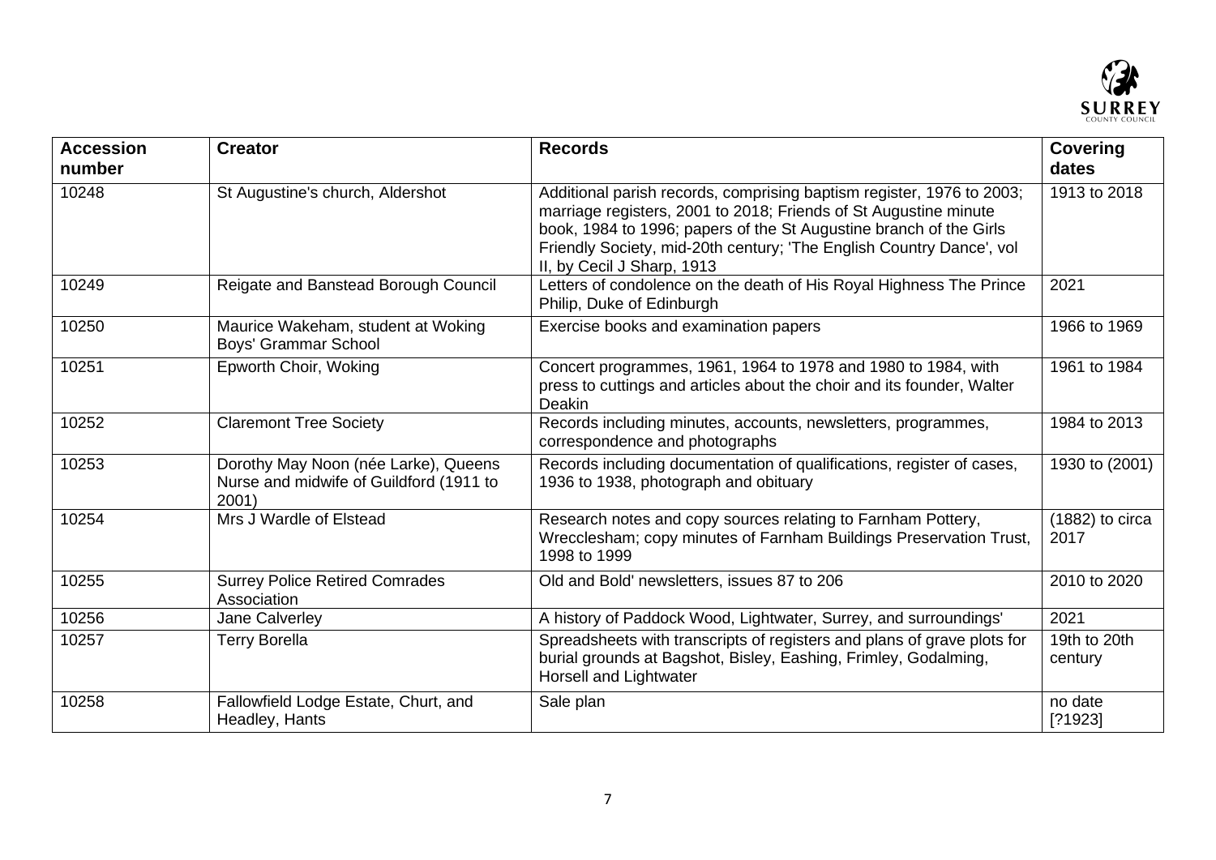| Accession number | Creator | Records | Covering dates |
| --- | --- | --- | --- |
| 10248 | St Augustine's church, Aldershot | Additional parish records, comprising baptism register, 1976 to 2003; marriage registers, 2001 to 2018; Friends of St Augustine minute book, 1984 to 1996; papers of the St Augustine branch of the Girls Friendly Society, mid-20th century; 'The English Country Dance', vol II, by Cecil J Sharp, 1913 | 1913 to 2018 |
| 10249 | Reigate and Banstead Borough Council | Letters of condolence on the death of His Royal Highness The Prince Philip, Duke of Edinburgh | 2021 |
| 10250 | Maurice Wakeham, student at Woking Boys' Grammar School | Exercise books and examination papers | 1966 to 1969 |
| 10251 | Epworth Choir, Woking | Concert programmes, 1961, 1964 to 1978 and 1980 to 1984, with press to cuttings and articles about the choir and its founder, Walter Deakin | 1961 to 1984 |
| 10252 | Claremont Tree Society | Records including minutes, accounts, newsletters, programmes, correspondence and photographs | 1984 to 2013 |
| 10253 | Dorothy May Noon (née Larke), Queens Nurse and midwife of Guildford (1911 to 2001) | Records including documentation of qualifications, register of cases, 1936 to 1938, photograph and obituary | 1930 to (2001) |
| 10254 | Mrs J Wardle of Elstead | Research notes and copy sources relating to Farnham Pottery, Wrecclesham; copy minutes of Farnham Buildings Preservation Trust, 1998 to 1999 | (1882) to circa 2017 |
| 10255 | Surrey Police Retired Comrades Association | Old and Bold' newsletters, issues 87 to 206 | 2010 to 2020 |
| 10256 | Jane Calverley | A history of Paddock Wood, Lightwater, Surrey, and surroundings' | 2021 |
| 10257 | Terry Borella | Spreadsheets with transcripts of registers and plans of grave plots for burial grounds at Bagshot, Bisley, Eashing, Frimley, Godalming, Horsell and Lightwater | 19th to 20th century |
| 10258 | Fallowfield Lodge Estate, Churt, and Headley, Hants | Sale plan | no date [?1923] |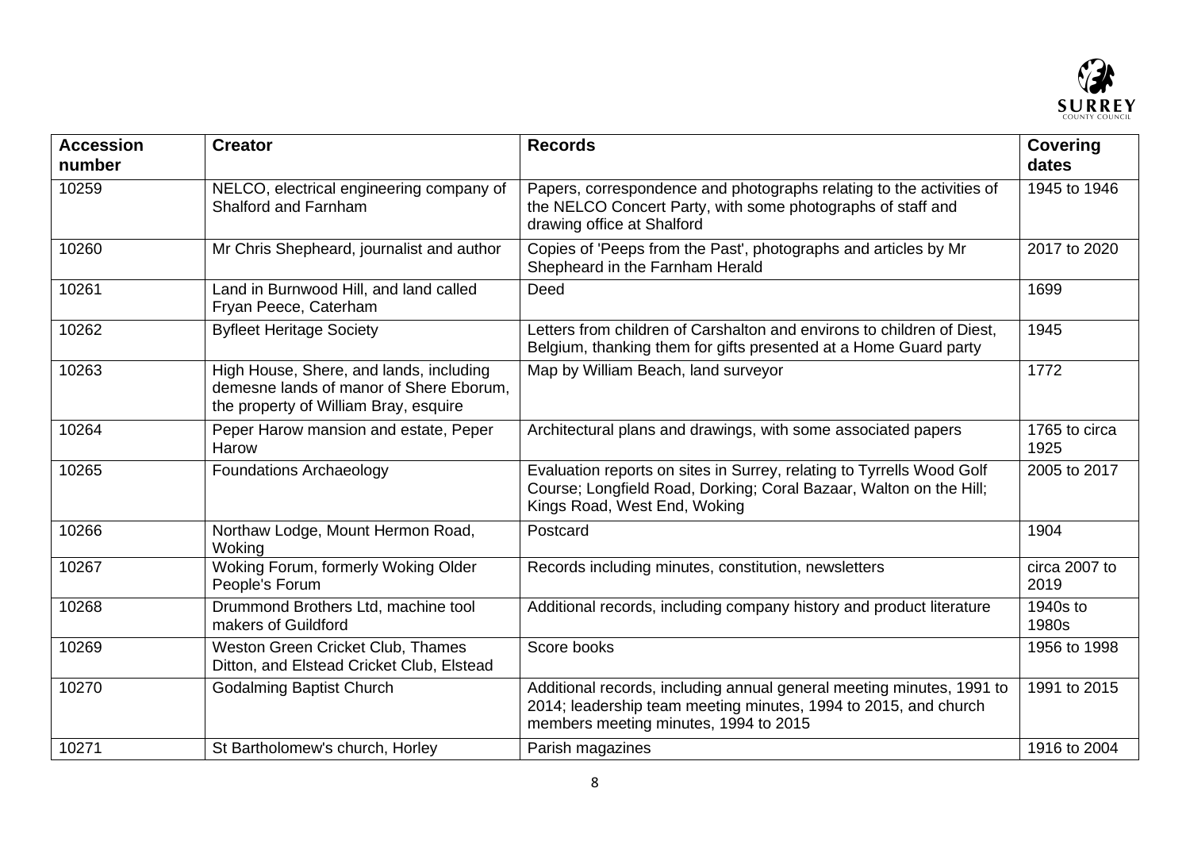| Accession number | Creator | Records | Covering dates |
| --- | --- | --- | --- |
| 10259 | NELCO, electrical engineering company of Shalford and Farnham | Papers, correspondence and photographs relating to the activities of the NELCO Concert Party, with some photographs of staff and drawing office at Shalford | 1945 to 1946 |
| 10260 | Mr Chris Shepheard, journalist and author | Copies of 'Peeps from the Past', photographs and articles by Mr Shepheard in the Farnham Herald | 2017 to 2020 |
| 10261 | Land in Burnwood Hill, and land called Fryan Peece, Caterham | Deed | 1699 |
| 10262 | Byfleet Heritage Society | Letters from children of Carshalton and environs to children of Diest, Belgium, thanking them for gifts presented at a Home Guard party | 1945 |
| 10263 | High House, Shere, and lands, including demesne lands of manor of Shere Eborum, the property of William Bray, esquire | Map by William Beach, land surveyor | 1772 |
| 10264 | Peper Harow mansion and estate, Peper Harow | Architectural plans and drawings, with some associated papers | 1765 to circa 1925 |
| 10265 | Foundations Archaeology | Evaluation reports on sites in Surrey, relating to Tyrrells Wood Golf Course; Longfield Road, Dorking; Coral Bazaar, Walton on the Hill; Kings Road, West End, Woking | 2005 to 2017 |
| 10266 | Northaw Lodge, Mount Hermon Road, Woking | Postcard | 1904 |
| 10267 | Woking Forum, formerly Woking Older People's Forum | Records including minutes, constitution, newsletters | circa 2007 to 2019 |
| 10268 | Drummond Brothers Ltd, machine tool makers of Guildford | Additional records, including company history and product literature | 1940s to 1980s |
| 10269 | Weston Green Cricket Club, Thames Ditton, and Elstead Cricket Club, Elstead | Score books | 1956 to 1998 |
| 10270 | Godalming Baptist Church | Additional records, including annual general meeting minutes, 1991 to 2014; leadership team meeting minutes, 1994 to 2015, and church members meeting minutes, 1994 to 2015 | 1991 to 2015 |
| 10271 | St Bartholomew's church, Horley | Parish magazines | 1916 to 2004 |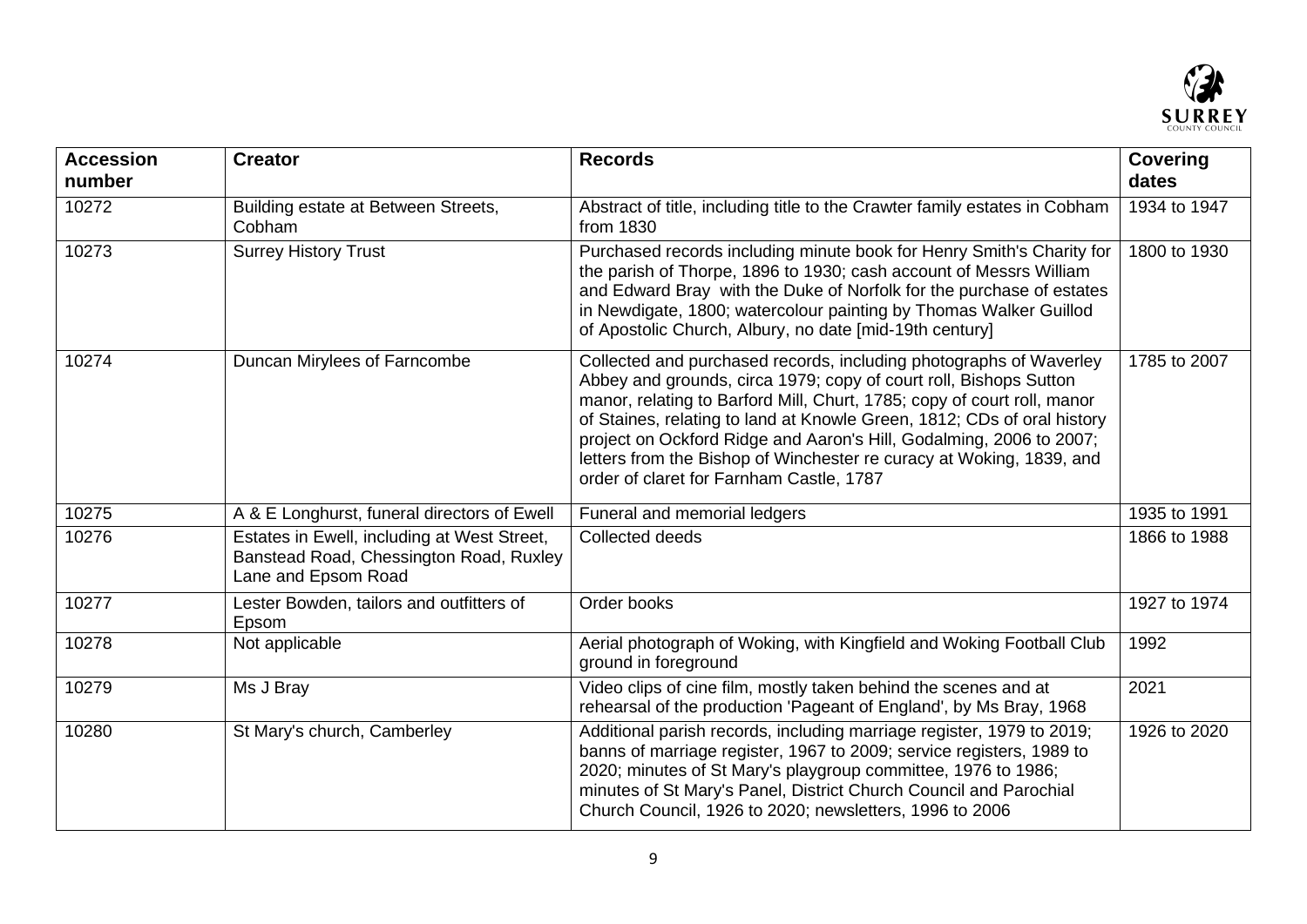| Accession number | Creator | Records | Covering dates |
|---|---|---|---|
| 10272 | Building estate at Between Streets, Cobham | Abstract of title, including title to the Crawter family estates in Cobham from 1830 | 1934 to 1947 |
| 10273 | Surrey History Trust | Purchased records including minute book for Henry Smith's Charity for the parish of Thorpe, 1896 to 1930; cash account of Messrs William and Edward Bray with the Duke of Norfolk for the purchase of estates in Newdigate, 1800; watercolour painting by Thomas Walker Guillod of Apostolic Church, Albury, no date [mid-19th century] | 1800 to 1930 |
| 10274 | Duncan Mirylees of Farncombe | Collected and purchased records, including photographs of Waverley Abbey and grounds, circa 1979; copy of court roll, Bishops Sutton manor, relating to Barford Mill, Churt, 1785; copy of court roll, manor of Staines, relating to land at Knowle Green, 1812; CDs of oral history project on Ockford Ridge and Aaron's Hill, Godalming, 2006 to 2007; letters from the Bishop of Winchester re curacy at Woking, 1839, and order of claret for Farnham Castle, 1787 | 1785 to 2007 |
| 10275 | A & E Longhurst, funeral directors of Ewell | Funeral and memorial ledgers | 1935 to 1991 |
| 10276 | Estates in Ewell, including at West Street, Banstead Road, Chessington Road, Ruxley Lane and Epsom Road | Collected deeds | 1866 to 1988 |
| 10277 | Lester Bowden, tailors and outfitters of Epsom | Order books | 1927 to 1974 |
| 10278 | Not applicable | Aerial photograph of Woking, with Kingfield and Woking Football Club ground in foreground | 1992 |
| 10279 | Ms J Bray | Video clips of cine film, mostly taken behind the scenes and at rehearsal of the production 'Pageant of England', by Ms Bray, 1968 | 2021 |
| 10280 | St Mary's church, Camberley | Additional parish records, including marriage register, 1979 to 2019; banns of marriage register, 1967 to 2009; service registers, 1989 to 2020; minutes of St Mary's playgroup committee, 1976 to 1986; minutes of St Mary's Panel, District Church Council and Parochial Church Council, 1926 to 2020; newsletters, 1996 to 2006 | 1926 to 2020 |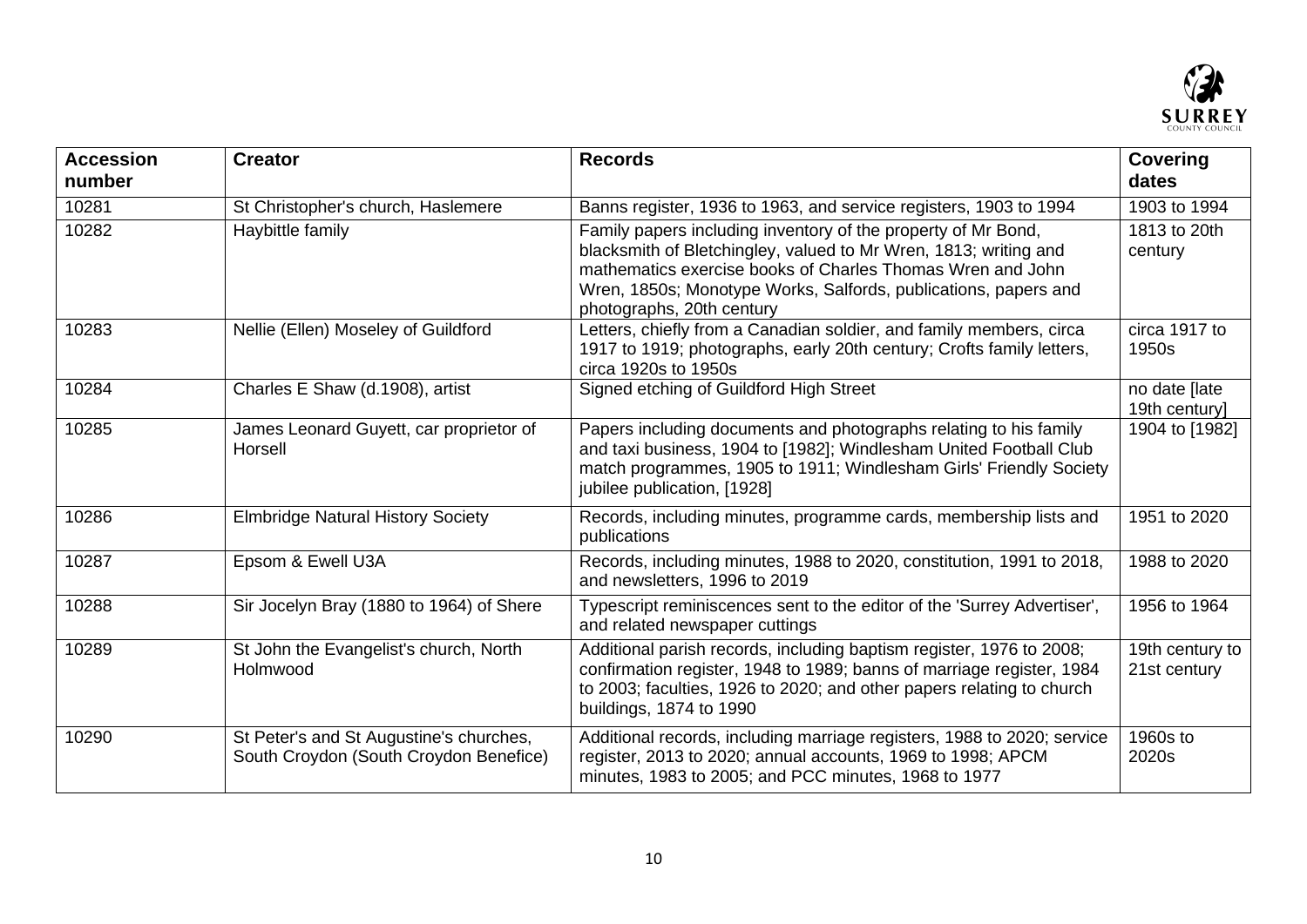| Accession number | Creator | Records | Covering dates |
| --- | --- | --- | --- |
| 10281 | St Christopher's church, Haslemere | Banns register, 1936 to 1963, and service registers, 1903 to 1994 | 1903 to 1994 |
| 10282 | Haybittle family | Family papers including inventory of the property of Mr Bond, blacksmith of Bletchingley, valued to Mr Wren, 1813; writing and mathematics exercise books of Charles Thomas Wren and John Wren, 1850s; Monotype Works, Salfords, publications, papers and photographs, 20th century | 1813 to 20th century |
| 10283 | Nellie (Ellen) Moseley of Guildford | Letters, chiefly from a Canadian soldier, and family members, circa 1917 to 1919; photographs, early 20th century; Crofts family letters, circa 1920s to 1950s | circa 1917 to 1950s |
| 10284 | Charles E Shaw (d.1908), artist | Signed etching of Guildford High Street | no date [late 19th century] |
| 10285 | James Leonard Guyett, car proprietor of Horsell | Papers including documents and photographs relating to his family and taxi business, 1904 to [1982]; Windlesham United Football Club match programmes, 1905 to 1911; Windlesham Girls' Friendly Society jubilee publication, [1928] | 1904 to [1982] |
| 10286 | Elmbridge Natural History Society | Records, including minutes, programme cards, membership lists and publications | 1951 to 2020 |
| 10287 | Epsom & Ewell U3A | Records, including minutes, 1988 to 2020, constitution, 1991 to 2018, and newsletters, 1996 to 2019 | 1988 to 2020 |
| 10288 | Sir Jocelyn Bray (1880 to 1964) of Shere | Typescript reminiscences sent to the editor of the 'Surrey Advertiser', and related newspaper cuttings | 1956 to 1964 |
| 10289 | St John the Evangelist's church, North Holmwood | Additional parish records, including baptism register, 1976 to 2008; confirmation register, 1948 to 1989; banns of marriage register, 1984 to 2003; faculties, 1926 to 2020; and other papers relating to church buildings, 1874 to 1990 | 19th century to 21st century |
| 10290 | St Peter's and St Augustine's churches, South Croydon (South Croydon Benefice) | Additional records, including marriage registers, 1988 to 2020; service register, 2013 to 2020; annual accounts, 1969 to 1998; APCM minutes, 1983 to 2005; and PCC minutes, 1968 to 1977 | 1960s to 2020s |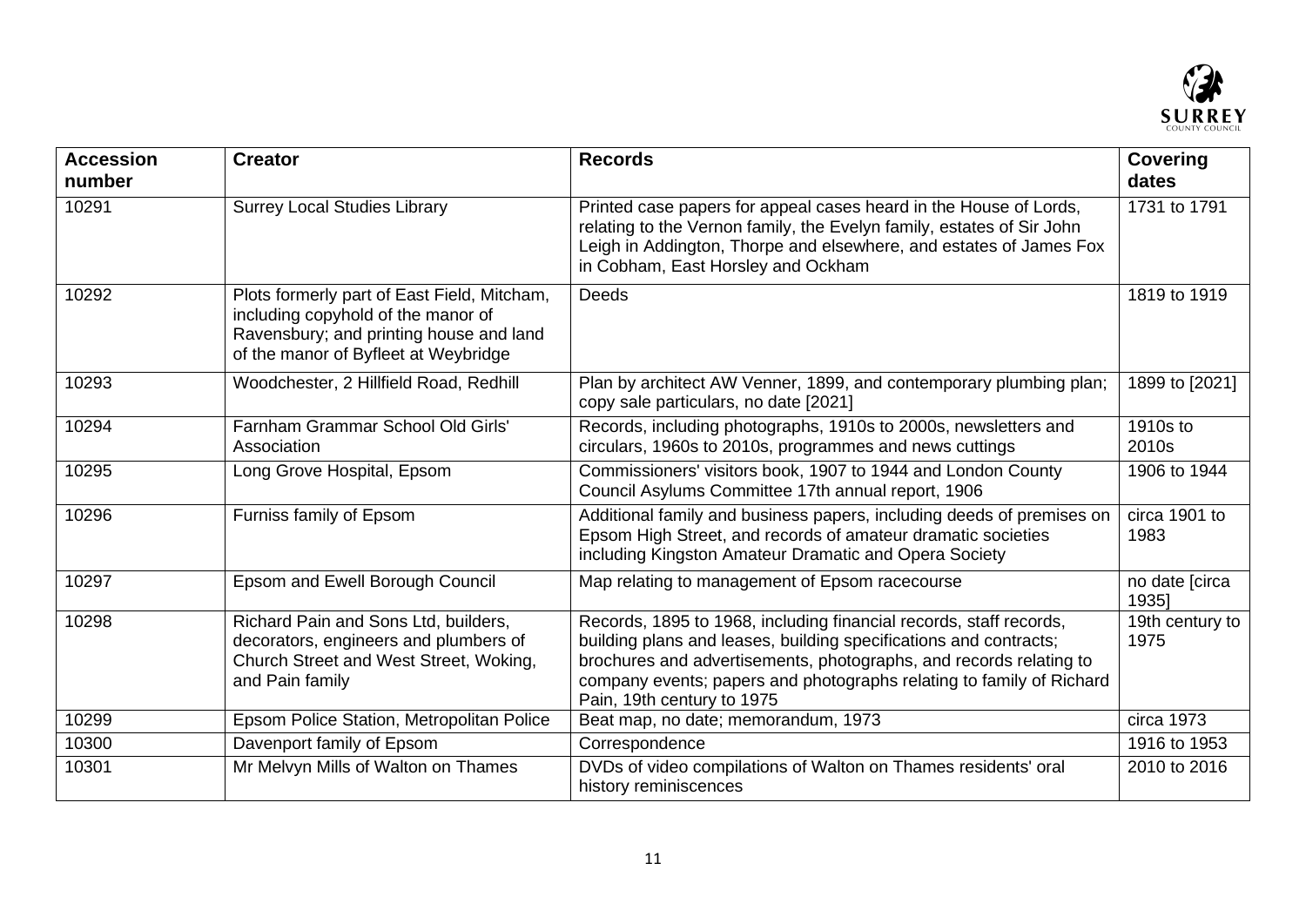| Accession number | Creator | Records | Covering dates |
| --- | --- | --- | --- |
| 10291 | Surrey Local Studies Library | Printed case papers for appeal cases heard in the House of Lords, relating to the Vernon family, the Evelyn family, estates of Sir John Leigh in Addington, Thorpe and elsewhere, and estates of James Fox in Cobham, East Horsley and Ockham | 1731 to 1791 |
| 10292 | Plots formerly part of East Field, Mitcham, including copyhold of the manor of Ravensbury; and printing house and land of the manor of Byfleet at Weybridge | Deeds | 1819 to 1919 |
| 10293 | Woodchester, 2 Hillfield Road, Redhill | Plan by architect AW Venner, 1899, and contemporary plumbing plan; copy sale particulars, no date [2021] | 1899 to [2021] |
| 10294 | Farnham Grammar School Old Girls' Association | Records, including photographs, 1910s to 2000s, newsletters and circulars, 1960s to 2010s, programmes and news cuttings | 1910s to 2010s |
| 10295 | Long Grove Hospital, Epsom | Commissioners' visitors book, 1907 to 1944 and London County Council Asylums Committee 17th annual report, 1906 | 1906 to 1944 |
| 10296 | Furniss family of Epsom | Additional family and business papers, including deeds of premises on Epsom High Street, and records of amateur dramatic societies including Kingston Amateur Dramatic and Opera Society | circa 1901 to 1983 |
| 10297 | Epsom and Ewell Borough Council | Map relating to management of Epsom racecourse | no date [circa 1935] |
| 10298 | Richard Pain and Sons Ltd, builders, decorators, engineers and plumbers of Church Street and West Street, Woking, and Pain family | Records, 1895 to 1968, including financial records, staff records, building plans and leases, building specifications and contracts; brochures and advertisements, photographs, and records relating to company events; papers and photographs relating to family of Richard Pain, 19th century to 1975 | 19th century to 1975 |
| 10299 | Epsom Police Station, Metropolitan Police | Beat map, no date; memorandum, 1973 | circa 1973 |
| 10300 | Davenport family of Epsom | Correspondence | 1916 to 1953 |
| 10301 | Mr Melvyn Mills of Walton on Thames | DVDs of video compilations of Walton on Thames residents' oral history reminiscences | 2010 to 2016 |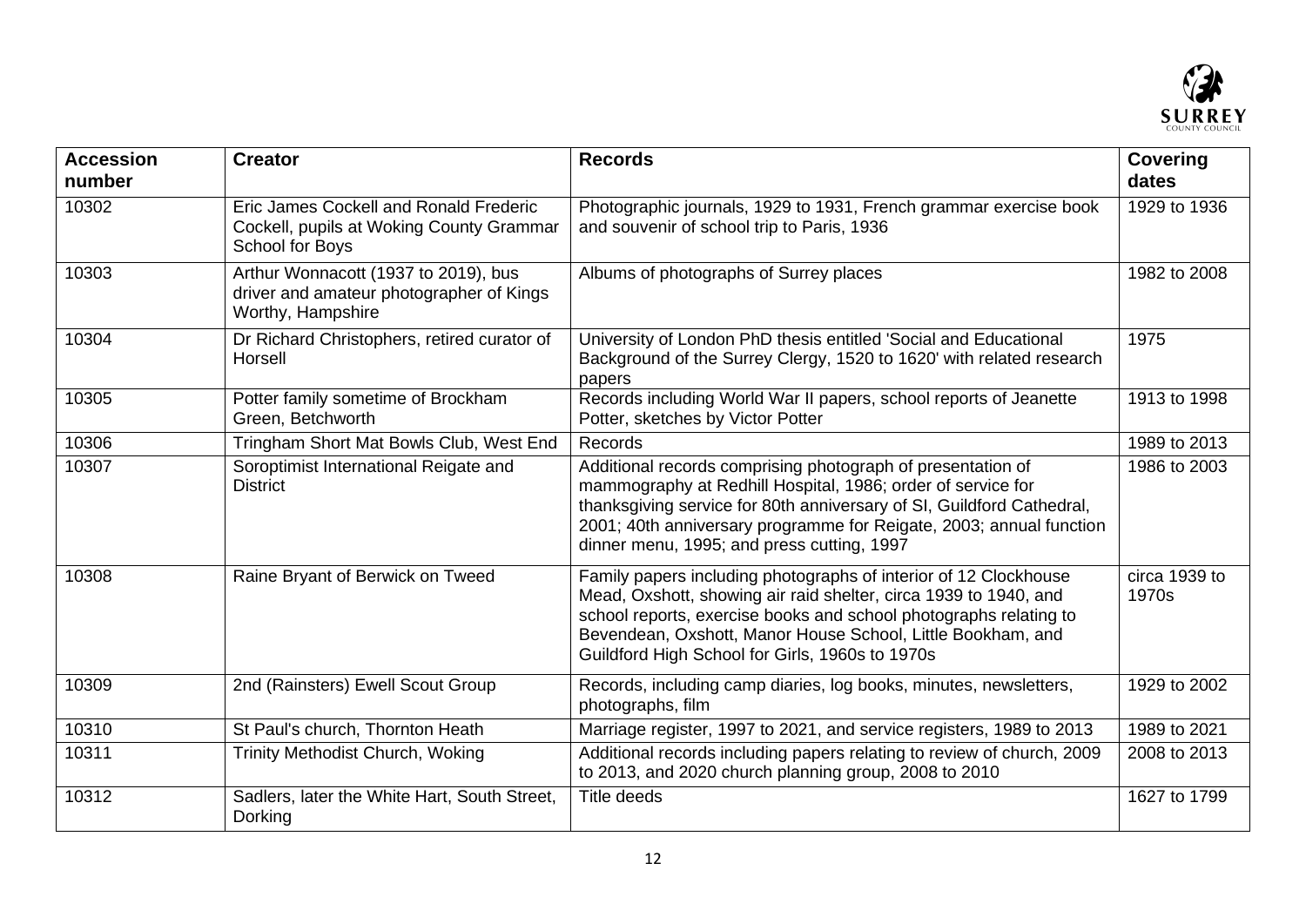| Accession number | Creator | Records | Covering dates |
|---|---|---|---|
| 10302 | Eric James Cockell and Ronald Frederic Cockell, pupils at Woking County Grammar School for Boys | Photographic journals, 1929 to 1931, French grammar exercise book and souvenir of school trip to Paris, 1936 | 1929 to 1936 |
| 10303 | Arthur Wonnacott (1937 to 2019), bus driver and amateur photographer of Kings Worthy, Hampshire | Albums of photographs of Surrey places | 1982 to 2008 |
| 10304 | Dr Richard Christophers, retired curator of Horsell | University of London PhD thesis entitled 'Social and Educational Background of the Surrey Clergy, 1520 to 1620' with related research papers | 1975 |
| 10305 | Potter family sometime of Brockham Green, Betchworth | Records including World War II papers, school reports of Jeanette Potter, sketches by Victor Potter | 1913 to 1998 |
| 10306 | Tringham Short Mat Bowls Club, West End | Records | 1989 to 2013 |
| 10307 | Soroptimist International Reigate and District | Additional records comprising photograph of presentation of mammography at Redhill Hospital, 1986; order of service for thanksgiving service for 80th anniversary of SI, Guildford Cathedral, 2001; 40th anniversary programme for Reigate, 2003; annual function dinner menu, 1995; and press cutting, 1997 | 1986 to 2003 |
| 10308 | Raine Bryant of Berwick on Tweed | Family papers including photographs of interior of 12 Clockhouse Mead, Oxshott, showing air raid shelter, circa 1939 to 1940, and school reports, exercise books and school photographs relating to Bevendean, Oxshott, Manor House School, Little Bookham, and Guildford High School for Girls, 1960s to 1970s | circa 1939 to 1970s |
| 10309 | 2nd (Rainsters) Ewell Scout Group | Records, including camp diaries, log books, minutes, newsletters, photographs, film | 1929 to 2002 |
| 10310 | St Paul's church, Thornton Heath | Marriage register, 1997 to 2021, and service registers, 1989 to 2013 | 1989 to 2021 |
| 10311 | Trinity Methodist Church, Woking | Additional records including papers relating to review of church, 2009 to 2013, and 2020 church planning group, 2008 to 2010 | 2008 to 2013 |
| 10312 | Sadlers, later the White Hart, South Street, Dorking | Title deeds | 1627 to 1799 |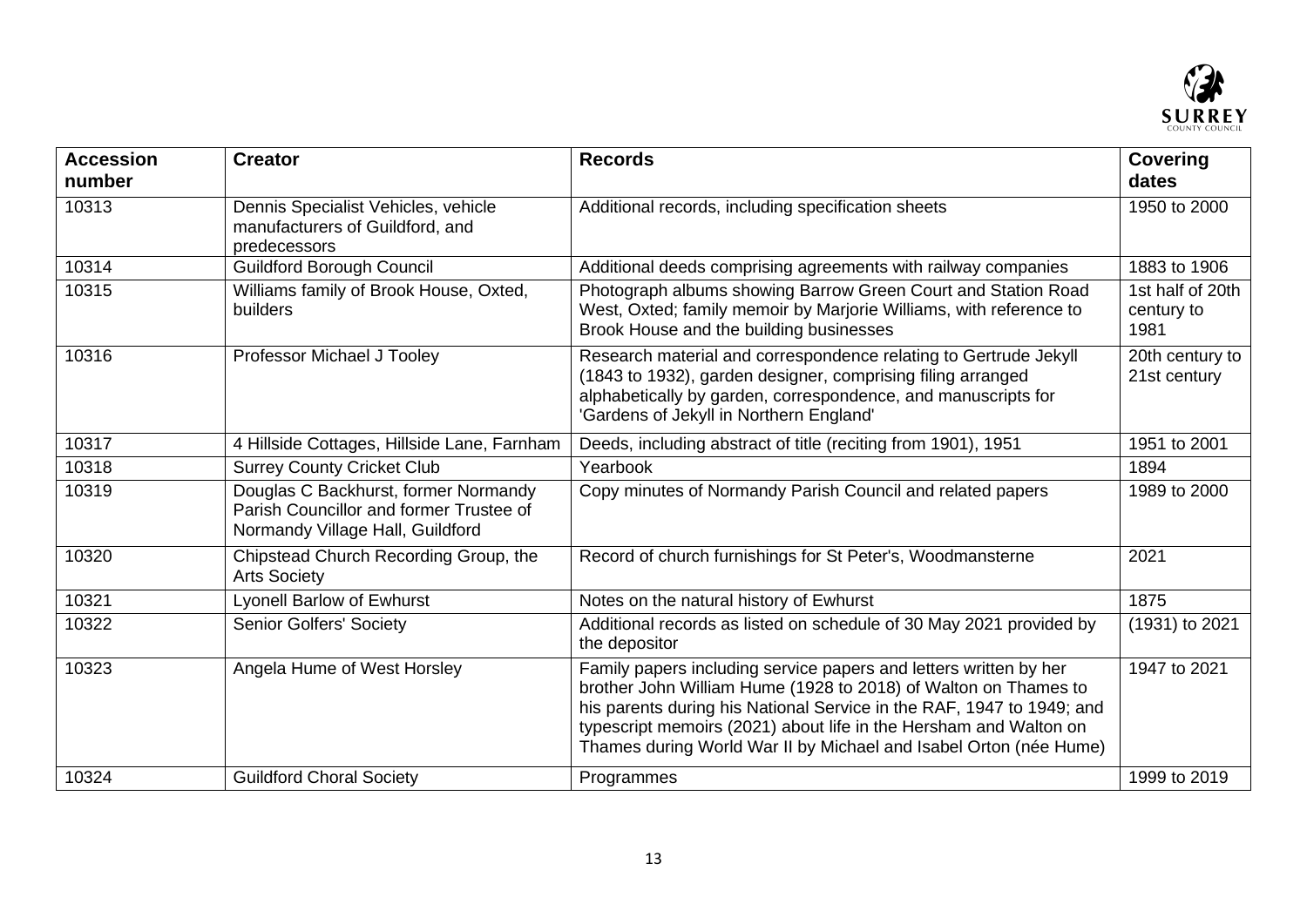| Accession number | Creator | Records | Covering dates |
|---|---|---|---|
| 10313 | Dennis Specialist Vehicles, vehicle manufacturers of Guildford, and predecessors | Additional records, including specification sheets | 1950 to 2000 |
| 10314 | Guildford Borough Council | Additional deeds comprising agreements with railway companies | 1883 to 1906 |
| 10315 | Williams family of Brook House, Oxted, builders | Photograph albums showing Barrow Green Court and Station Road West, Oxted; family memoir by Marjorie Williams, with reference to Brook House and the building businesses | 1st half of 20th century to 1981 |
| 10316 | Professor Michael J Tooley | Research material and correspondence relating to Gertrude Jekyll (1843 to 1932), garden designer, comprising filing arranged alphabetically by garden, correspondence, and manuscripts for 'Gardens of Jekyll in Northern England' | 20th century to 21st century |
| 10317 | 4 Hillside Cottages, Hillside Lane, Farnham | Deeds, including abstract of title (reciting from 1901), 1951 | 1951 to 2001 |
| 10318 | Surrey County Cricket Club | Yearbook | 1894 |
| 10319 | Douglas C Backhurst, former Normandy Parish Councillor and former Trustee of Normandy Village Hall, Guildford | Copy minutes of Normandy Parish Council and related papers | 1989 to 2000 |
| 10320 | Chipstead Church Recording Group, the Arts Society | Record of church furnishings for St Peter's, Woodmansterne | 2021 |
| 10321 | Lyonell Barlow of Ewhurst | Notes on the natural history of Ewhurst | 1875 |
| 10322 | Senior Golfers' Society | Additional records as listed on schedule of 30 May 2021 provided by the depositor | (1931) to 2021 |
| 10323 | Angela Hume of West Horsley | Family papers including service papers and letters written by her brother John William Hume (1928 to 2018) of Walton on Thames to his parents during his National Service in the RAF, 1947 to 1949; and typescript memoirs (2021) about life in the Hersham and Walton on Thames during World War II by Michael and Isabel Orton (née Hume) | 1947 to 2021 |
| 10324 | Guildford Choral Society | Programmes | 1999 to 2019 |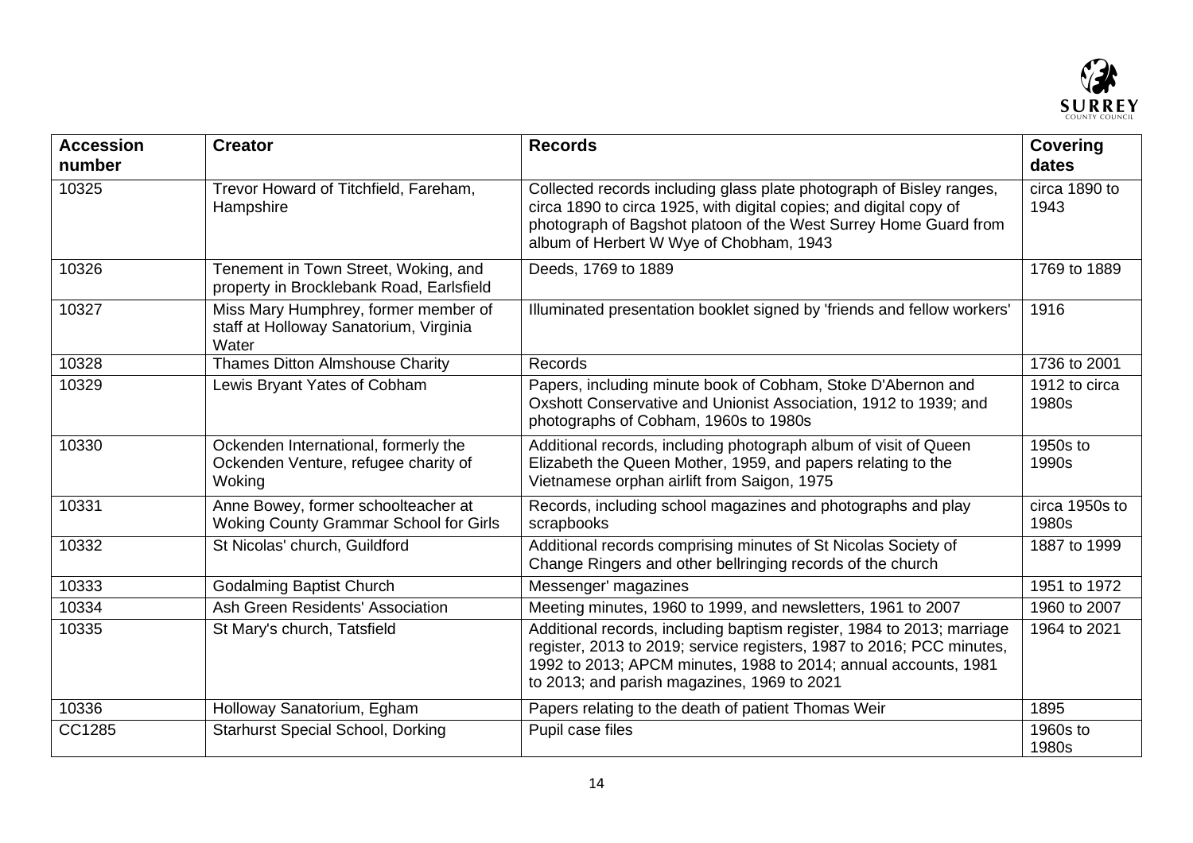| Accession number | Creator | Records | Covering dates |
| --- | --- | --- | --- |
| 10325 | Trevor Howard of Titchfield, Fareham, Hampshire | Collected records including glass plate photograph of Bisley ranges, circa 1890 to circa 1925, with digital copies; and digital copy of photograph of Bagshot platoon of the West Surrey Home Guard from album of Herbert W Wye of Chobham, 1943 | circa 1890 to 1943 |
| 10326 | Tenement in Town Street, Woking, and property in Brocklebank Road, Earlsfield | Deeds, 1769 to 1889 | 1769 to 1889 |
| 10327 | Miss Mary Humphrey, former member of staff at Holloway Sanatorium, Virginia Water | Illuminated presentation booklet signed by 'friends and fellow workers' | 1916 |
| 10328 | Thames Ditton Almshouse Charity | Records | 1736 to 2001 |
| 10329 | Lewis Bryant Yates of Cobham | Papers, including minute book of Cobham, Stoke D'Abernon and Oxshott Conservative and Unionist Association, 1912 to 1939; and photographs of Cobham, 1960s to 1980s | 1912 to circa 1980s |
| 10330 | Ockenden International, formerly the Ockenden Venture, refugee charity of Woking | Additional records, including photograph album of visit of Queen Elizabeth the Queen Mother, 1959, and papers relating to the Vietnamese orphan airlift from Saigon, 1975 | 1950s to 1990s |
| 10331 | Anne Bowey, former schoolteacher at Woking County Grammar School for Girls | Records, including school magazines and photographs and play scrapbooks | circa 1950s to 1980s |
| 10332 | St Nicolas' church, Guildford | Additional records comprising minutes of St Nicolas Society of Change Ringers and other bellringing records of the church | 1887 to 1999 |
| 10333 | Godalming Baptist Church | Messenger' magazines | 1951 to 1972 |
| 10334 | Ash Green Residents' Association | Meeting minutes, 1960 to 1999, and newsletters, 1961 to 2007 | 1960 to 2007 |
| 10335 | St Mary's church, Tatsfield | Additional records, including baptism register, 1984 to 2013; marriage register, 2013 to 2019; service registers, 1987 to 2016; PCC minutes, 1992 to 2013; APCM minutes, 1988 to 2014; annual accounts, 1981 to 2013; and parish magazines, 1969 to 2021 | 1964 to 2021 |
| 10336 | Holloway Sanatorium, Egham | Papers relating to the death of patient Thomas Weir | 1895 |
| CC1285 | Starhurst Special School, Dorking | Pupil case files | 1960s to 1980s |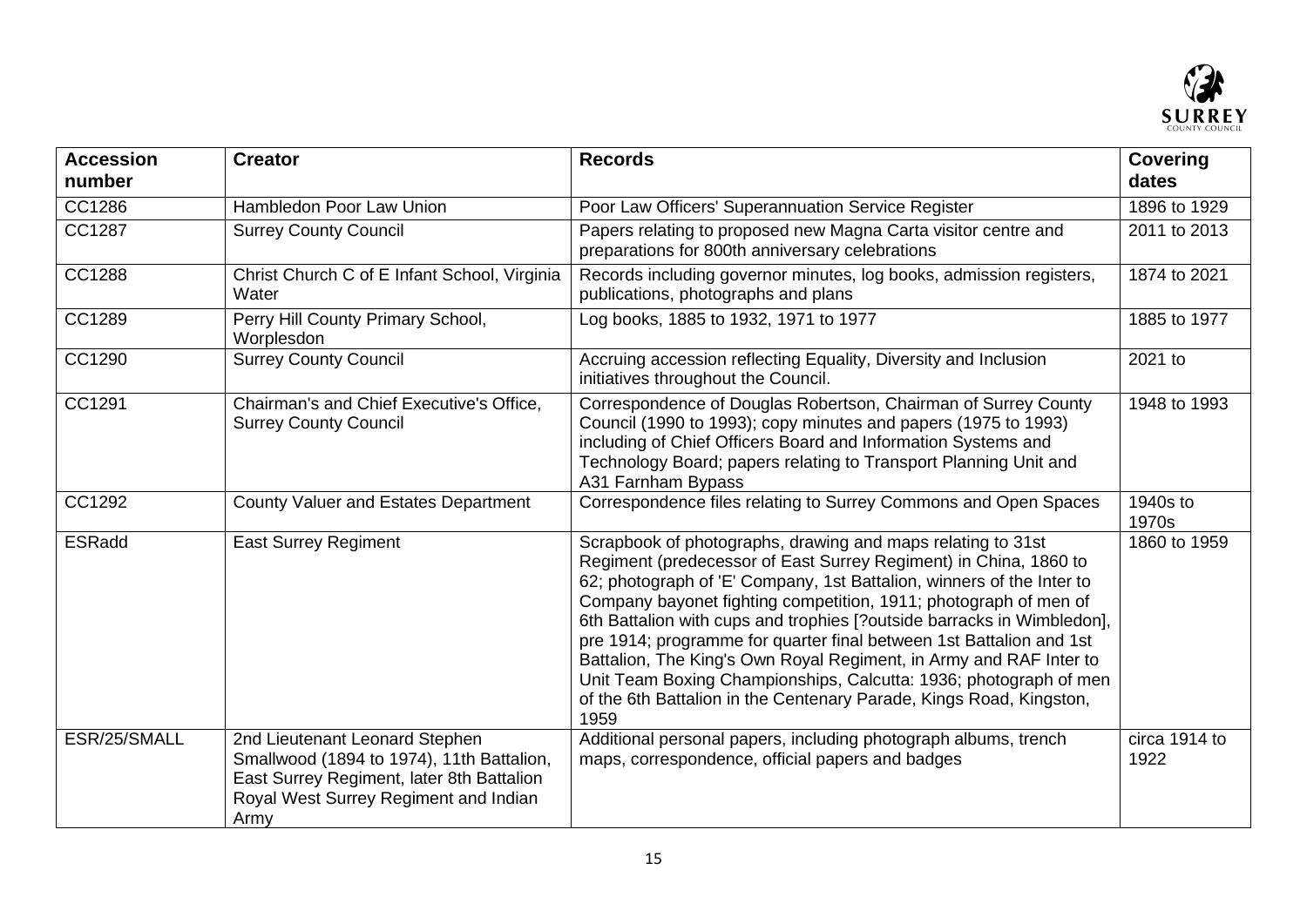| Accession number | Creator | Records | Covering dates |
|---|---|---|---|
| CC1286 | Hambledon Poor Law Union | Poor Law Officers' Superannuation Service Register | 1896 to 1929 |
| CC1287 | Surrey County Council | Papers relating to proposed new Magna Carta visitor centre and preparations for 800th anniversary celebrations | 2011 to 2013 |
| CC1288 | Christ Church C of E Infant School, Virginia Water | Records including governor minutes, log books, admission registers, publications, photographs and plans | 1874 to 2021 |
| CC1289 | Perry Hill County Primary School, Worplesdon | Log books, 1885 to 1932, 1971 to 1977 | 1885 to 1977 |
| CC1290 | Surrey County Council | Accruing accession reflecting Equality, Diversity and Inclusion initiatives throughout the Council. | 2021 to |
| CC1291 | Chairman's and Chief Executive's Office, Surrey County Council | Correspondence of Douglas Robertson, Chairman of Surrey County Council (1990 to 1993); copy minutes and papers (1975 to 1993) including of Chief Officers Board and Information Systems and Technology Board; papers relating to Transport Planning Unit and A31 Farnham Bypass | 1948 to 1993 |
| CC1292 | County Valuer and Estates Department | Correspondence files relating to Surrey Commons and Open Spaces | 1940s to 1970s |
| ESRadd | East Surrey Regiment | Scrapbook of photographs, drawing and maps relating to 31st Regiment (predecessor of East Surrey Regiment) in China, 1860 to 62; photograph of 'E' Company, 1st Battalion, winners of the Inter to Company bayonet fighting competition, 1911; photograph of men of 6th Battalion with cups and trophies [?outside barracks in Wimbledon], pre 1914; programme for quarter final between 1st Battalion and 1st Battalion, The King's Own Royal Regiment, in Army and RAF Inter to Unit Team Boxing Championships, Calcutta: 1936; photograph of men of the 6th Battalion in the Centenary Parade, Kings Road, Kingston, 1959 | 1860 to 1959 |
| ESR/25/SMALL | 2nd Lieutenant Leonard Stephen Smallwood (1894 to 1974), 11th Battalion, East Surrey Regiment, later 8th Battalion Royal West Surrey Regiment and Indian Army | Additional personal papers, including photograph albums, trench maps, correspondence, official papers and badges | circa 1914 to 1922 |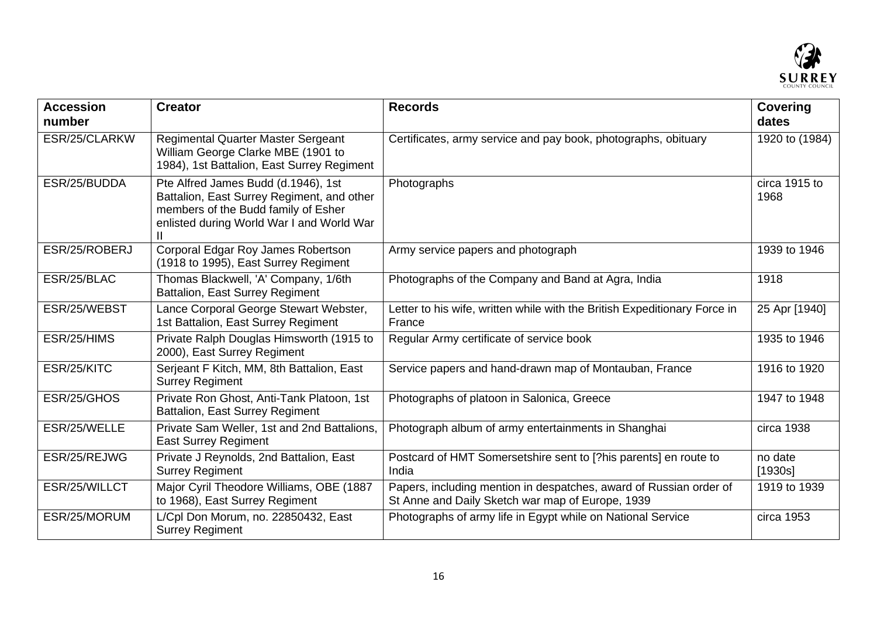| Accession number | Creator | Records | Covering dates |
|---|---|---|---|
| ESR/25/CLARKW | Regimental Quarter Master Sergeant William George Clarke MBE (1901 to 1984), 1st Battalion, East Surrey Regiment | Certificates, army service and pay book, photographs, obituary | 1920 to (1984) |
| ESR/25/BUDDA | Pte Alfred James Budd (d.1946), 1st Battalion, East Surrey Regiment, and other members of the Budd family of Esher enlisted during World War I and World War II | Photographs | circa 1915 to 1968 |
| ESR/25/ROBERJ | Corporal Edgar Roy James Robertson (1918 to 1995), East Surrey Regiment | Army service papers and photograph | 1939 to 1946 |
| ESR/25/BLAC | Thomas Blackwell, 'A' Company, 1/6th Battalion, East Surrey Regiment | Photographs of the Company and Band at Agra, India | 1918 |
| ESR/25/WEBST | Lance Corporal George Stewart Webster, 1st Battalion, East Surrey Regiment | Letter to his wife, written while with the British Expeditionary Force in France | 25 Apr [1940] |
| ESR/25/HIMS | Private Ralph Douglas Himsworth (1915 to 2000), East Surrey Regiment | Regular Army certificate of service book | 1935 to 1946 |
| ESR/25/KITC | Serjeant F Kitch, MM, 8th Battalion, East Surrey Regiment | Service papers and hand-drawn map of Montauban, France | 1916 to 1920 |
| ESR/25/GHOS | Private Ron Ghost, Anti-Tank Platoon, 1st Battalion, East Surrey Regiment | Photographs of platoon in Salonica, Greece | 1947 to 1948 |
| ESR/25/WELLE | Private Sam Weller, 1st and 2nd Battalions, East Surrey Regiment | Photograph album of army entertainments in Shanghai | circa 1938 |
| ESR/25/REJWG | Private J Reynolds, 2nd Battalion, East Surrey Regiment | Postcard of HMT Somersetshire sent to [?his parents] en route to India | no date [1930s] |
| ESR/25/WILLCT | Major Cyril Theodore Williams, OBE (1887 to 1968), East Surrey Regiment | Papers, including mention in despatches, award of Russian order of St Anne and Daily Sketch war map of Europe, 1939 | 1919 to 1939 |
| ESR/25/MORUM | L/Cpl Don Morum, no. 22850432, East Surrey Regiment | Photographs of army life in Egypt while on National Service | circa 1953 |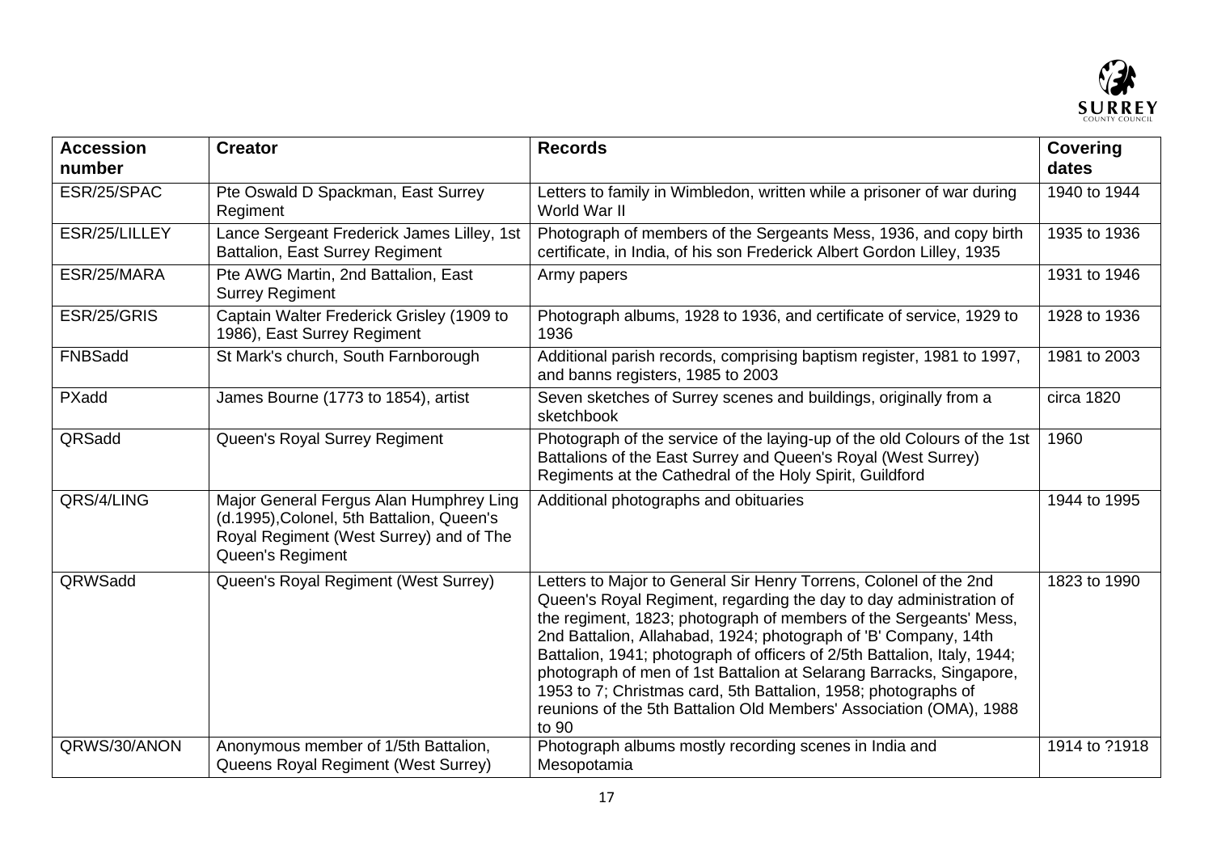| Accession number | Creator | Records | Covering dates |
|---|---|---|---|
| ESR/25/SPAC | Pte Oswald D Spackman, East Surrey Regiment | Letters to family in Wimbledon, written while a prisoner of war during World War II | 1940 to 1944 |
| ESR/25/LILLEY | Lance Sergeant Frederick James Lilley, 1st Battalion, East Surrey Regiment | Photograph of members of the Sergeants Mess, 1936, and copy birth certificate, in India, of his son Frederick Albert Gordon Lilley, 1935 | 1935 to 1936 |
| ESR/25/MARA | Pte AWG Martin, 2nd Battalion, East Surrey Regiment | Army papers | 1931 to 1946 |
| ESR/25/GRIS | Captain Walter Frederick Grisley (1909 to 1986), East Surrey Regiment | Photograph albums, 1928 to 1936, and certificate of service, 1929 to 1936 | 1928 to 1936 |
| FNBSadd | St Mark's church, South Farnborough | Additional parish records, comprising baptism register, 1981 to 1997, and banns registers, 1985 to 2003 | 1981 to 2003 |
| PXadd | James Bourne (1773 to 1854), artist | Seven sketches of Surrey scenes and buildings, originally from a sketchbook | circa 1820 |
| QRSadd | Queen's Royal Surrey Regiment | Photograph of the service of the laying-up of the old Colours of the 1st Battalions of the East Surrey and Queen's Royal (West Surrey) Regiments at the Cathedral of the Holy Spirit, Guildford | 1960 |
| QRS/4/LING | Major General Fergus Alan Humphrey Ling (d.1995),Colonel, 5th Battalion, Queen's Royal Regiment (West Surrey) and of The Queen's Regiment | Additional photographs and obituaries | 1944 to 1995 |
| QRWSadd | Queen's Royal Regiment (West Surrey) | Letters to Major to General Sir Henry Torrens, Colonel of the 2nd Queen's Royal Regiment, regarding the day to day administration of the regiment, 1823; photograph of members of the Sergeants' Mess, 2nd Battalion, Allahabad, 1924; photograph of 'B' Company, 14th Battalion, 1941; photograph of officers of 2/5th Battalion, Italy, 1944; photograph of men of 1st Battalion at Selarang Barracks, Singapore, 1953 to 7; Christmas card, 5th Battalion, 1958; photographs of reunions of the 5th Battalion Old Members' Association (OMA), 1988 to 90 | 1823 to 1990 |
| QRWS/30/ANON | Anonymous member of 1/5th Battalion, Queens Royal Regiment (West Surrey) | Photograph albums mostly recording scenes in India and Mesopotamia | 1914 to ?1918 |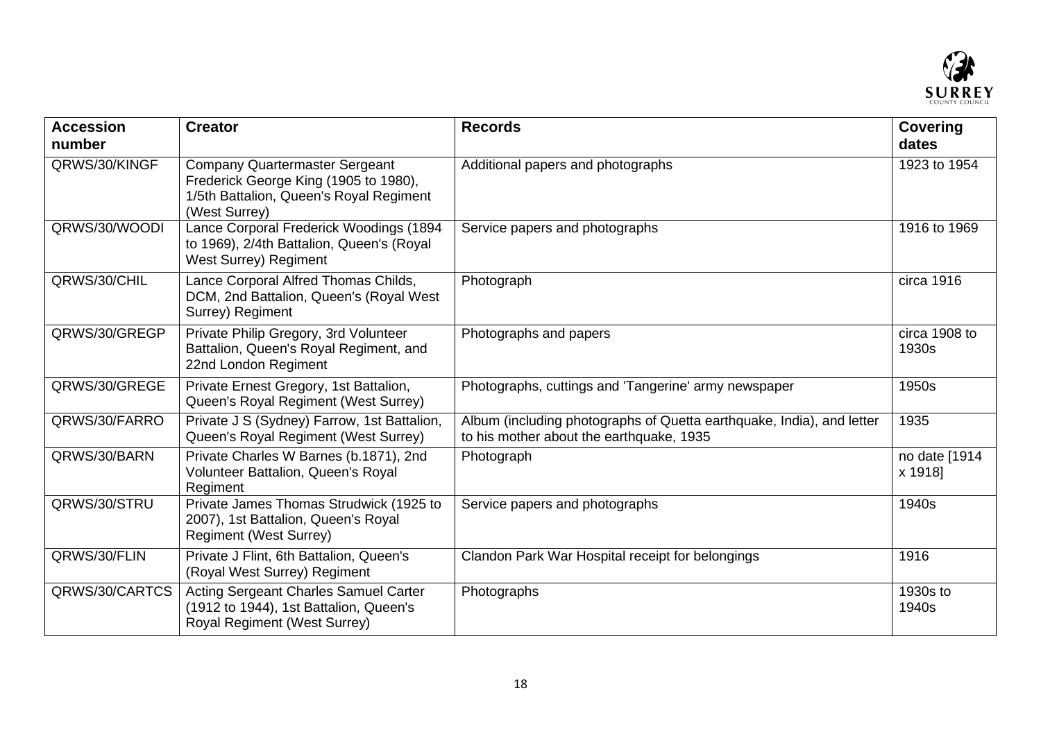| Accession number | Creator | Records | Covering dates |
|---|---|---|---|
| QRWS/30/KINGF | Company Quartermaster Sergeant Frederick George King (1905 to 1980), 1/5th Battalion, Queen's Royal Regiment (West Surrey) | Additional papers and photographs | 1923 to 1954 |
| QRWS/30/WOODI | Lance Corporal Frederick Woodings (1894 to 1969), 2/4th Battalion, Queen's (Royal West Surrey) Regiment | Service papers and photographs | 1916 to 1969 |
| QRWS/30/CHIL | Lance Corporal Alfred Thomas Childs, DCM, 2nd Battalion, Queen's (Royal West Surrey) Regiment | Photograph | circa 1916 |
| QRWS/30/GREGP | Private Philip Gregory, 3rd Volunteer Battalion, Queen's Royal Regiment, and 22nd London Regiment | Photographs and papers | circa 1908 to 1930s |
| QRWS/30/GREGE | Private Ernest Gregory, 1st Battalion, Queen's Royal Regiment (West Surrey) | Photographs, cuttings and 'Tangerine' army newspaper | 1950s |
| QRWS/30/FARRO | Private J S (Sydney) Farrow, 1st Battalion, Queen's Royal Regiment (West Surrey) | Album (including photographs of Quetta earthquake, India), and letter to his mother about the earthquake, 1935 | 1935 |
| QRWS/30/BARN | Private Charles W Barnes (b.1871), 2nd Volunteer Battalion, Queen's Royal Regiment | Photograph | no date [1914 x 1918] |
| QRWS/30/STRU | Private James Thomas Strudwick (1925 to 2007), 1st Battalion, Queen's Royal Regiment (West Surrey) | Service papers and photographs | 1940s |
| QRWS/30/FLIN | Private J Flint, 6th Battalion, Queen's (Royal West Surrey) Regiment | Clandon Park War Hospital receipt for belongings | 1916 |
| QRWS/30/CARTCS | Acting Sergeant Charles Samuel Carter (1912 to 1944), 1st Battalion, Queen's Royal Regiment (West Surrey) | Photographs | 1930s to 1940s |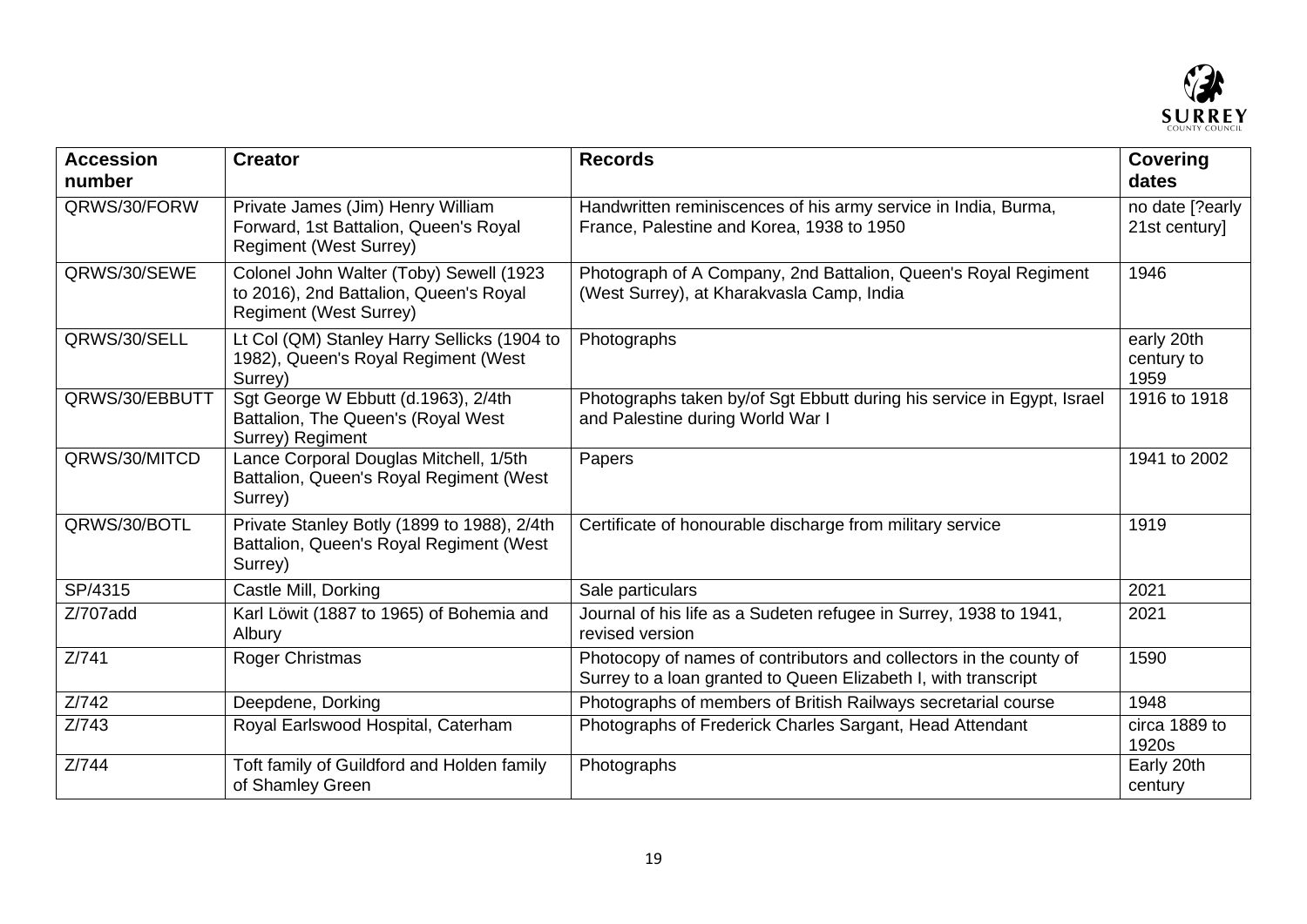| Accession number | Creator | Records | Covering dates |
|---|---|---|---|
| QRWS/30/FORW | Private James (Jim) Henry William Forward, 1st Battalion, Queen's Royal Regiment (West Surrey) | Handwritten reminiscences of his army service in India, Burma, France, Palestine and Korea, 1938 to 1950 | no date [?early 21st century] |
| QRWS/30/SEWE | Colonel John Walter (Toby) Sewell (1923 to 2016), 2nd Battalion, Queen's Royal Regiment (West Surrey) | Photograph of A Company, 2nd Battalion, Queen's Royal Regiment (West Surrey), at Kharakvasla Camp, India | 1946 |
| QRWS/30/SELL | Lt Col (QM) Stanley Harry Sellicks (1904 to 1982), Queen's Royal Regiment (West Surrey) | Photographs | early 20th century to 1959 |
| QRWS/30/EBBUTT | Sgt George W Ebbutt (d.1963), 2/4th Battalion, The Queen's (Royal West Surrey) Regiment | Photographs taken by/of Sgt Ebbutt during his service in Egypt, Israel and Palestine during World War I | 1916 to 1918 |
| QRWS/30/MITCD | Lance Corporal Douglas Mitchell, 1/5th Battalion, Queen's Royal Regiment (West Surrey) | Papers | 1941 to 2002 |
| QRWS/30/BOTL | Private Stanley Botly (1899 to 1988), 2/4th Battalion, Queen's Royal Regiment (West Surrey) | Certificate of honourable discharge from military service | 1919 |
| SP/4315 | Castle Mill, Dorking | Sale particulars | 2021 |
| Z/707add | Karl Löwit (1887 to 1965) of Bohemia and Albury | Journal of his life as a Sudeten refugee in Surrey, 1938 to 1941, revised version | 2021 |
| Z/741 | Roger Christmas | Photocopy of names of contributors and collectors in the county of Surrey to a loan granted to Queen Elizabeth I, with transcript | 1590 |
| Z/742 | Deepdene, Dorking | Photographs of members of British Railways secretarial course | 1948 |
| Z/743 | Royal Earlswood Hospital, Caterham | Photographs of Frederick Charles Sargant, Head Attendant | circa 1889 to 1920s |
| Z/744 | Toft family of Guildford and Holden family of Shamley Green | Photographs | Early 20th century |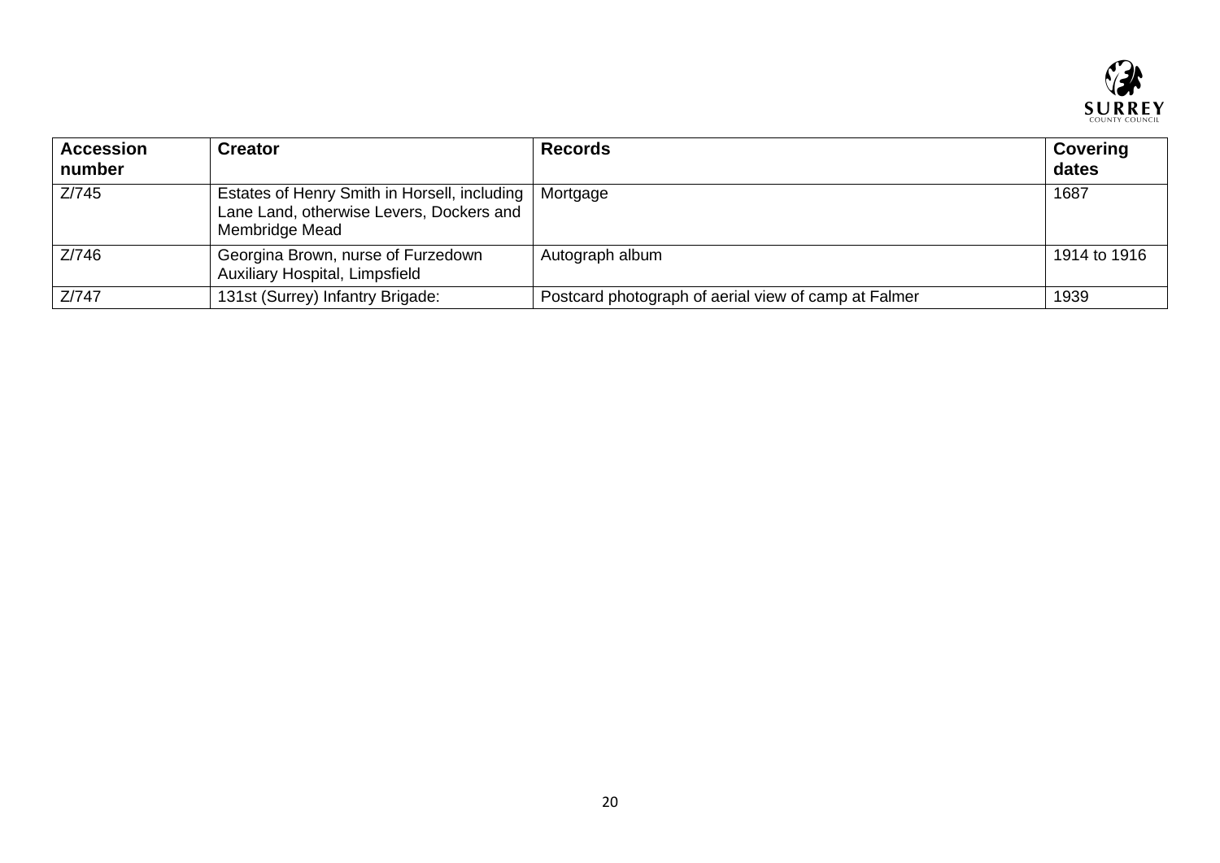| Accession number | Creator | Records | Covering dates |
|---|---|---|---|
| Z/745 | Estates of Henry Smith in Horsell, including Lane Land, otherwise Levers, Dockers and Membridge Mead | Mortgage | 1687 |
| Z/746 | Georgina Brown, nurse of Furzedown Auxiliary Hospital, Limpsfield | Autograph album | 1914 to 1916 |
| Z/747 | 131st (Surrey) Infantry Brigade: | Postcard photograph of aerial view of camp at Falmer | 1939 |